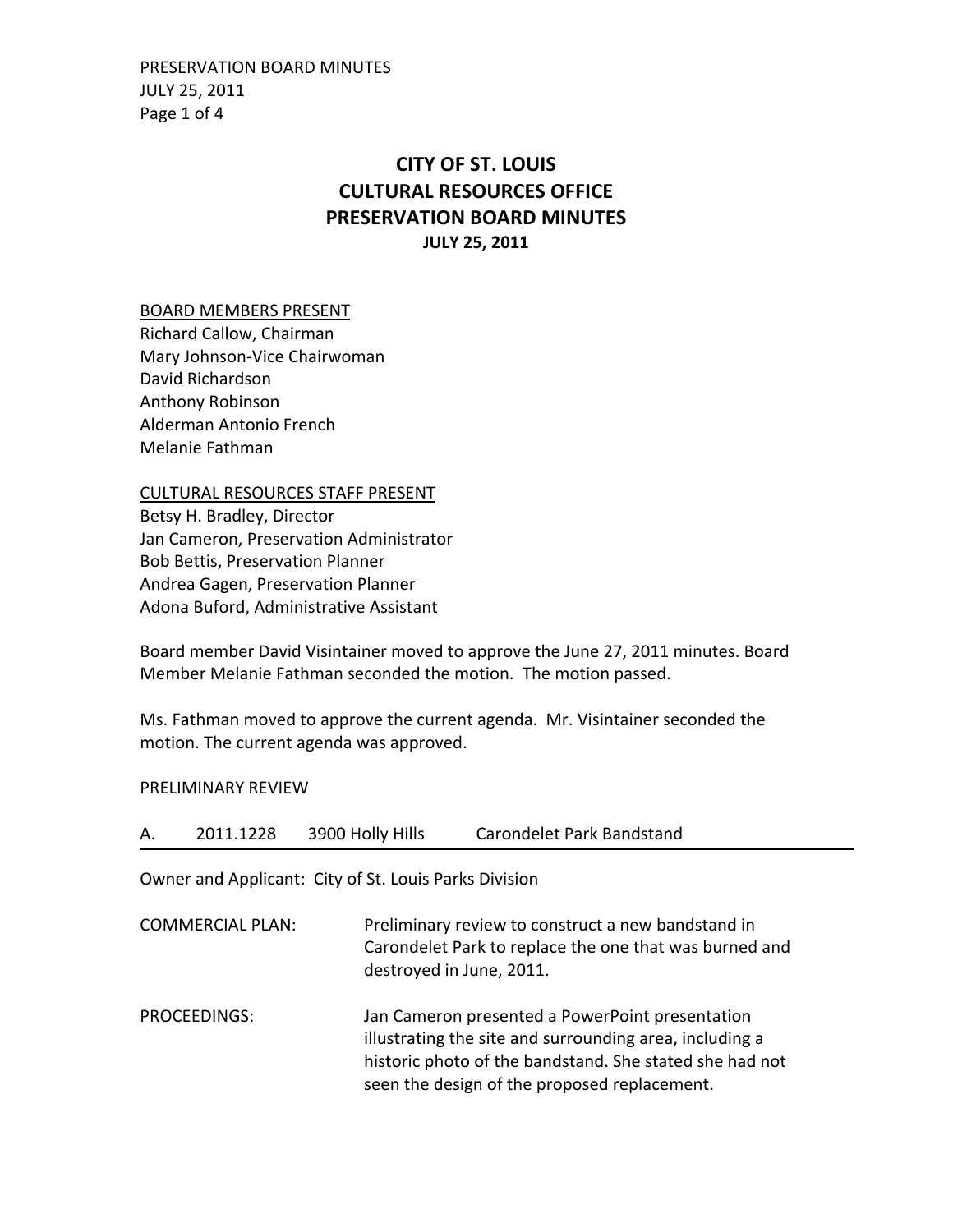# CITY OF ST. LOUIS
# CULTURAL RESOURCES OFFICE
# PRESERVATION BOARD MINUTES
### JULY 25, 2011

BOARD MEMBERS PRESENT
Richard Callow, Chairman
Mary Johnson-Vice Chairwoman
David Richardson
Anthony Robinson
Alderman Antonio French
Melanie Fathman

CULTURAL RESOURCES STAFF PRESENT
Betsy H. Bradley, Director
Jan Cameron, Preservation Administrator
Bob Bettis, Preservation Planner
Andrea Gagen, Preservation Planner
Adona Buford, Administrative Assistant

Board member David Visintainer moved to approve the June 27, 2011 minutes. Board Member Melanie Fathman seconded the motion. The motion passed.

Ms. Fathman moved to approve the current agenda. Mr. Visintainer seconded the motion. The current agenda was approved.

PRELIMINARY REVIEW

A. 2011.1228 3900 Holly Hills Carondelet Park Bandstand

Owner and Applicant: City of St. Louis Parks Division

COMMERCIAL PLAN: Preliminary review to construct a new bandstand in Carondelet Park to replace the one that was burned and destroyed in June, 2011.

PROCEEDINGS: Jan Cameron presented a PowerPoint presentation illustrating the site and surrounding area, including a historic photo of the bandstand. She stated she had not seen the design of the proposed replacement.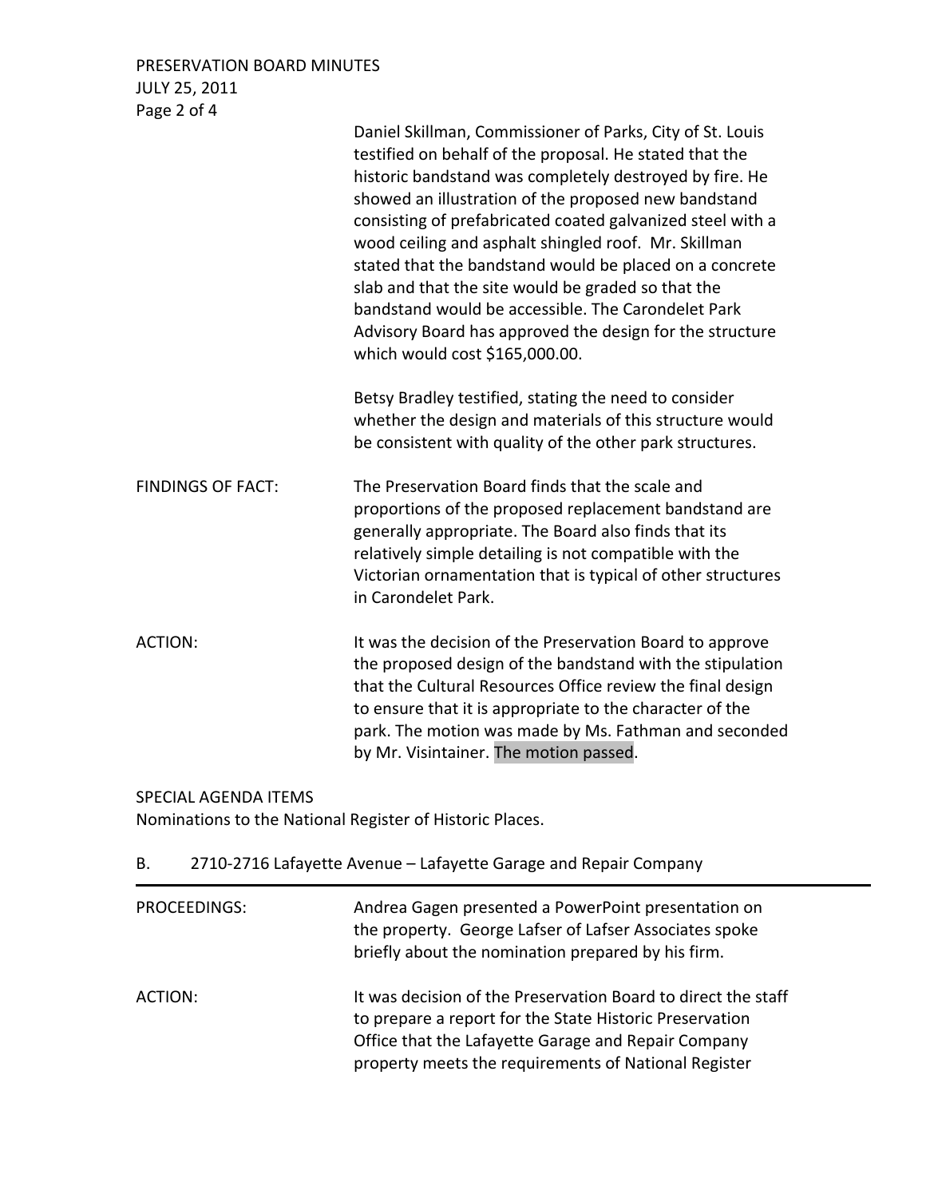Daniel Skillman, Commissioner of Parks, City of St. Louis testified on behalf of the proposal. He stated that the historic bandstand was completely destroyed by fire. He showed an illustration of the proposed new bandstand consisting of prefabricated coated galvanized steel with a wood ceiling and asphalt shingled roof. Mr. Skillman stated that the bandstand would be placed on a concrete slab and that the site would be graded so that the bandstand would be accessible. The Carondelet Park Advisory Board has approved the design for the structure which would cost $165,000.00.

Betsy Bradley testified, stating the need to consider whether the design and materials of this structure would be consistent with quality of the other park structures.

FINDINGS OF FACT: The Preservation Board finds that the scale and proportions of the proposed replacement bandstand are generally appropriate. The Board also finds that its relatively simple detailing is not compatible with the Victorian ornamentation that is typical of other structures in Carondelet Park.

ACTION: It was the decision of the Preservation Board to approve the proposed design of the bandstand with the stipulation that the Cultural Resources Office review the final design to ensure that it is appropriate to the character of the park. The motion was made by Ms. Fathman and seconded by Mr. Visintainer. The motion passed.

SPECIAL AGENDA ITEMS

Nominations to the National Register of Historic Places.

## B. 2710-2716 Lafayette Avenue – Lafayette Garage and Repair Company

PROCEEDINGS: Andrea Gagen presented a PowerPoint presentation on the property. George Lafser of Lafser Associates spoke briefly about the nomination prepared by his firm.

ACTION: It was decision of the Preservation Board to direct the staff to prepare a report for the State Historic Preservation Office that the Lafayette Garage and Repair Company property meets the requirements of National Register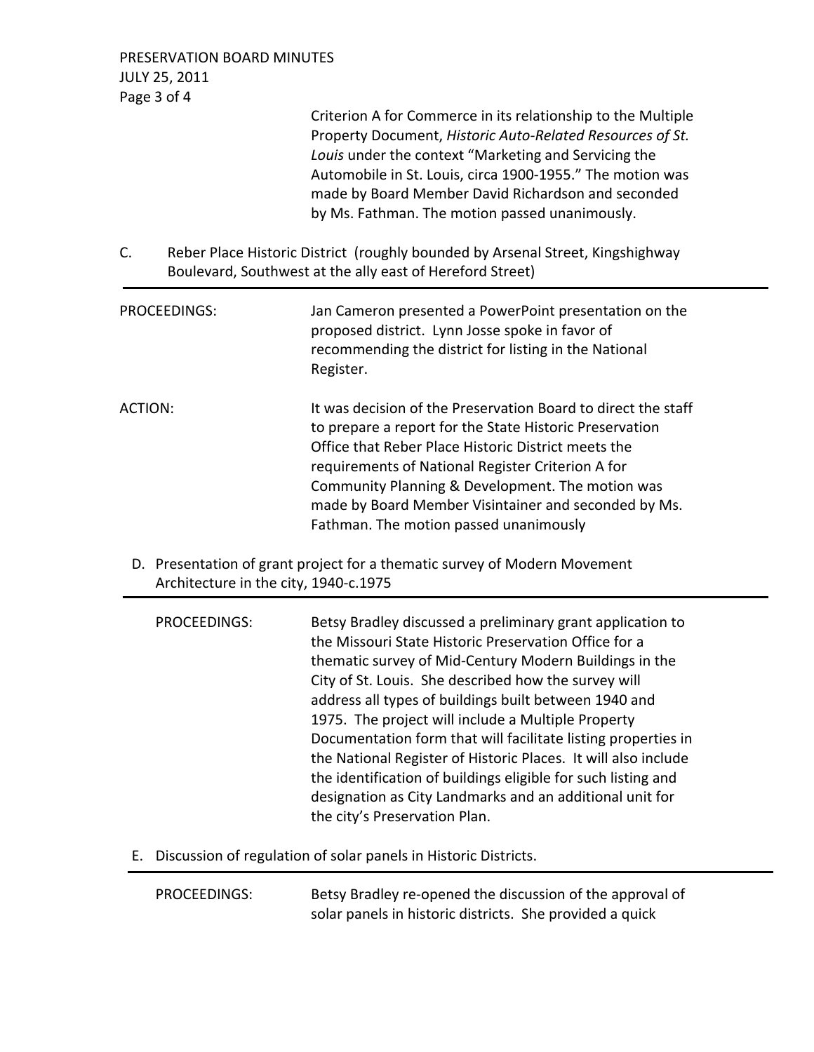Criterion A for Commerce in its relationship to the Multiple Property Document, *Historic Auto-Related Resources of St. Louis* under the context "Marketing and Servicing the Automobile in St. Louis, circa 1900-1955." The motion was made by Board Member David Richardson and seconded by Ms. Fathman. The motion passed unanimously.

C. Reber Place Historic District (roughly bounded by Arsenal Street, Kingshighway Boulevard, Southwest at the ally east of Hereford Street)

PROCEEDINGS: Jan Cameron presented a PowerPoint presentation on the proposed district. Lynn Josse spoke in favor of recommending the district for listing in the National Register.

ACTION: It was decision of the Preservation Board to direct the staff to prepare a report for the State Historic Preservation Office that Reber Place Historic District meets the requirements of National Register Criterion A for Community Planning & Development. The motion was made by Board Member Visintainer and seconded by Ms. Fathman. The motion passed unanimously

D. Presentation of grant project for a thematic survey of Modern Movement Architecture in the city, 1940-c.1975

PROCEEDINGS: Betsy Bradley discussed a preliminary grant application to the Missouri State Historic Preservation Office for a thematic survey of Mid-Century Modern Buildings in the City of St. Louis. She described how the survey will address all types of buildings built between 1940 and 1975. The project will include a Multiple Property Documentation form that will facilitate listing properties in the National Register of Historic Places. It will also include the identification of buildings eligible for such listing and designation as City Landmarks and an additional unit for the city's Preservation Plan.

E. Discussion of regulation of solar panels in Historic Districts.

PROCEEDINGS: Betsy Bradley re-opened the discussion of the approval of solar panels in historic districts. She provided a quick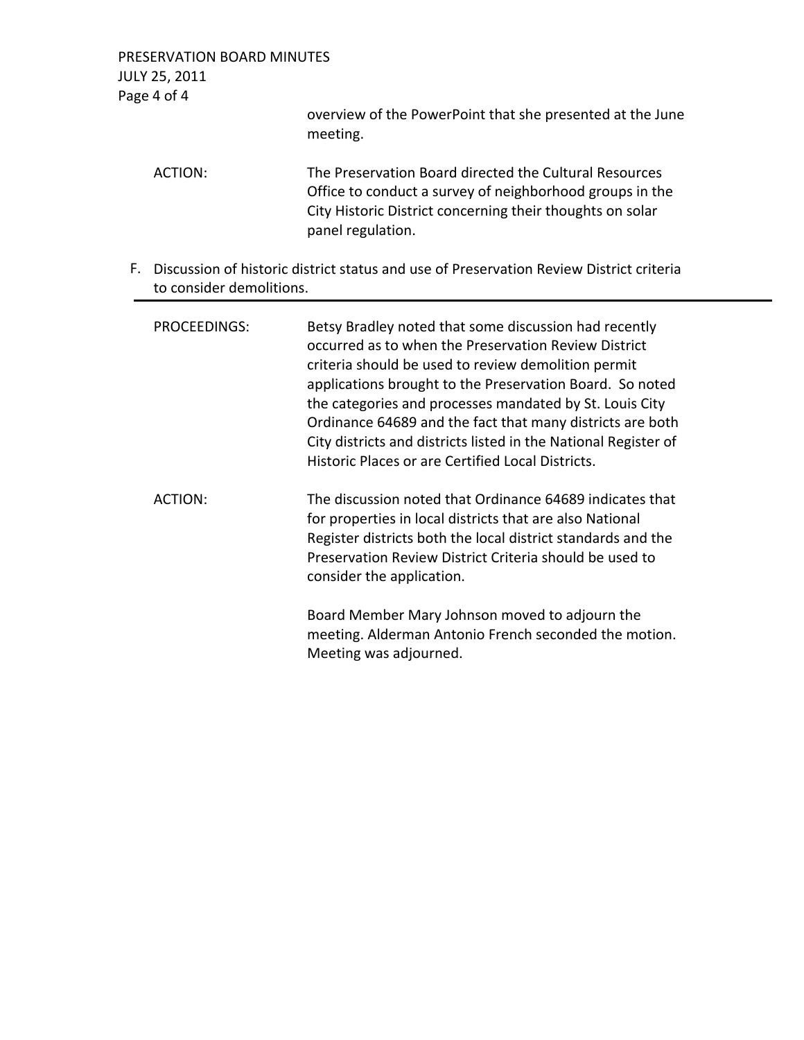overview of the PowerPoint that she presented at the June meeting.

ACTION: The Preservation Board directed the Cultural Resources Office to conduct a survey of neighborhood groups in the City Historic District concerning their thoughts on solar panel regulation.

F. Discussion of historic district status and use of Preservation Review District criteria to consider demolitions.

---

PROCEEDINGS: Betsy Bradley noted that some discussion had recently occurred as to when the Preservation Review District criteria should be used to review demolition permit applications brought to the Preservation Board. So noted the categories and processes mandated by St. Louis City Ordinance 64689 and the fact that many districts are both City districts and districts listed in the National Register of Historic Places or are Certified Local Districts.

ACTION: The discussion noted that Ordinance 64689 indicates that for properties in local districts that are also National Register districts both the local district standards and the Preservation Review District Criteria should be used to consider the application.

Board Member Mary Johnson moved to adjourn the meeting. Alderman Antonio French seconded the motion. Meeting was adjourned.